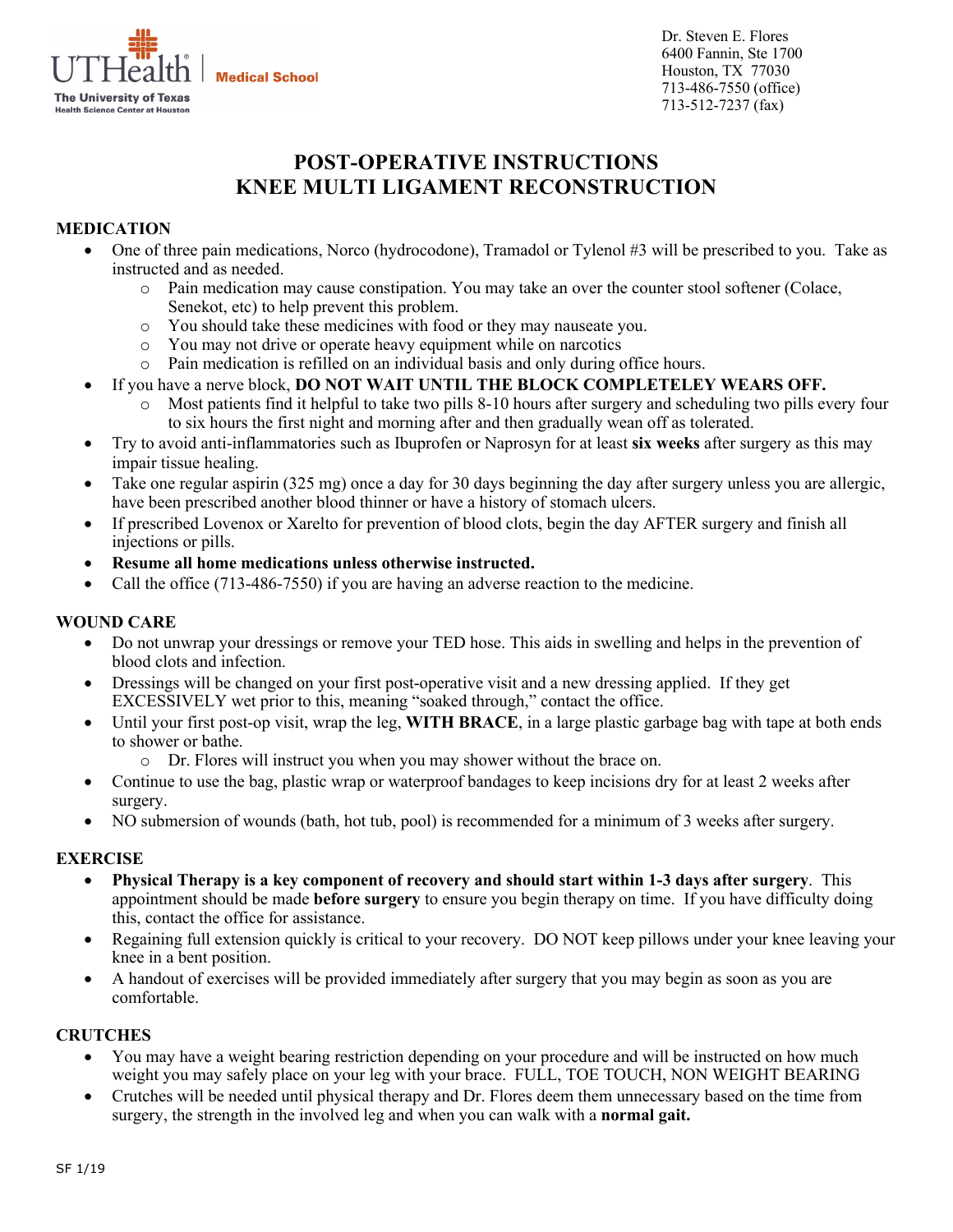UTHealth | Medical School
The University of Texas
Health Science Center at Houston

Dr. Steven E. Flores
6400 Fannin, Ste 1700
Houston, TX 77030
713-486-7550 (office)
713-512-7237 (fax)

# POST-OPERATIVE INSTRUCTIONS
# KNEE MULTI LIGAMENT RECONSTRUCTION

## MEDICATION

- One of three pain medications, Norco (hydrocodone), Tramadol or Tylenol #3 will be prescribed to you. Take as instructed and as needed.
  - Pain medication may cause constipation. You may take an over the counter stool softener (Colace, Senekot, etc) to help prevent this problem.
  - You should take these medicines with food or they may nauseate you.
  - You may not drive or operate heavy equipment while on narcotics
  - Pain medication is refilled on an individual basis and only during office hours.
- If you have a nerve block, **DO NOT WAIT UNTIL THE BLOCK COMPLETELEY WEARS OFF.**
  - Most patients find it helpful to take two pills 8-10 hours after surgery and scheduling two pills every four to six hours the first night and morning after and then gradually wean off as tolerated.
- Try to avoid anti-inflammatories such as Ibuprofen or Naprosyn for at least **six weeks** after surgery as this may impair tissue healing.
- Take one regular aspirin (325 mg) once a day for 30 days beginning the day after surgery unless you are allergic, have been prescribed another blood thinner or have a history of stomach ulcers.
- If prescribed Lovenox or Xarelto for prevention of blood clots, begin the day AFTER surgery and finish all injections or pills.
- **Resume all home medications unless otherwise instructed.**
- Call the office (713-486-7550) if you are having an adverse reaction to the medicine.

## WOUND CARE

- Do not unwrap your dressings or remove your TED hose. This aids in swelling and helps in the prevention of blood clots and infection.
- Dressings will be changed on your first post-operative visit and a new dressing applied. If they get EXCESSIVELY wet prior to this, meaning "soaked through," contact the office.
- Until your first post-op visit, wrap the leg, **WITH BRACE**, in a large plastic garbage bag with tape at both ends to shower or bathe.
  - Dr. Flores will instruct you when you may shower without the brace on.
- Continue to use the bag, plastic wrap or waterproof bandages to keep incisions dry for at least 2 weeks after surgery.
- NO submersion of wounds (bath, hot tub, pool) is recommended for a minimum of 3 weeks after surgery.

## EXERCISE

- **Physical Therapy is a key component of recovery and should start within 1-3 days after surgery**. This appointment should be made **before surgery** to ensure you begin therapy on time. If you have difficulty doing this, contact the office for assistance.
- Regaining full extension quickly is critical to your recovery. DO NOT keep pillows under your knee leaving your knee in a bent position.
- A handout of exercises will be provided immediately after surgery that you may begin as soon as you are comfortable.

## CRUTCHES

- You may have a weight bearing restriction depending on your procedure and will be instructed on how much weight you may safely place on your leg with your brace. FULL, TOE TOUCH, NON WEIGHT BEARING
- Crutches will be needed until physical therapy and Dr. Flores deem them unnecessary based on the time from surgery, the strength in the involved leg and when you can walk with a **normal gait.**

SF 1/19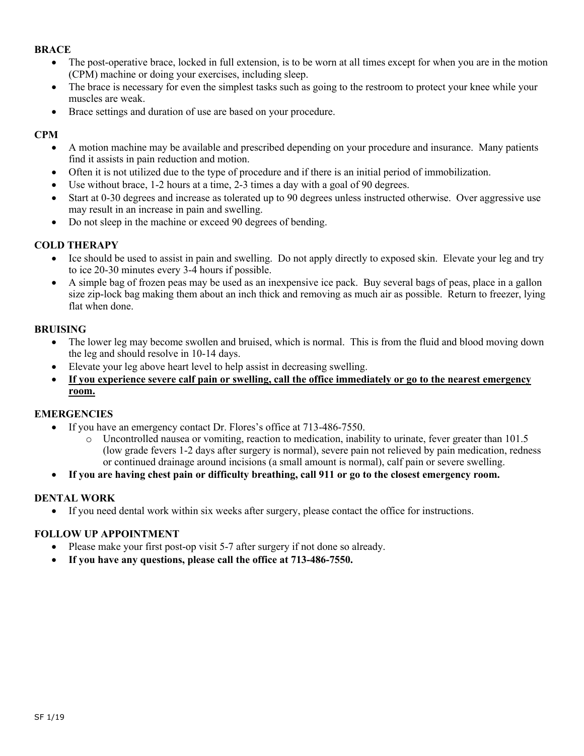**BRACE**

- The post-operative brace, locked in full extension, is to be worn at all times except for when you are in the motion (CPM) machine or doing your exercises, including sleep.
- The brace is necessary for even the simplest tasks such as going to the restroom to protect your knee while your muscles are weak.
- Brace settings and duration of use are based on your procedure.

**CPM**

- A motion machine may be available and prescribed depending on your procedure and insurance. Many patients find it assists in pain reduction and motion.
- Often it is not utilized due to the type of procedure and if there is an initial period of immobilization.
- Use without brace, 1-2 hours at a time, 2-3 times a day with a goal of 90 degrees.
- Start at 0-30 degrees and increase as tolerated up to 90 degrees unless instructed otherwise. Over aggressive use may result in an increase in pain and swelling.
- Do not sleep in the machine or exceed 90 degrees of bending.

**COLD THERAPY**

- Ice should be used to assist in pain and swelling. Do not apply directly to exposed skin. Elevate your leg and try to ice 20-30 minutes every 3-4 hours if possible.
- A simple bag of frozen peas may be used as an inexpensive ice pack. Buy several bags of peas, place in a gallon size zip-lock bag making them about an inch thick and removing as much air as possible. Return to freezer, lying flat when done.

**BRUISING**

- The lower leg may become swollen and bruised, which is normal. This is from the fluid and blood moving down the leg and should resolve in 10-14 days.
- Elevate your leg above heart level to help assist in decreasing swelling.
- **If you experience severe calf pain or swelling, call the office immediately or go to the nearest emergency room.**

**EMERGENCIES**

- If you have an emergency contact Dr. Flores's office at 713-486-7550.
  - Uncontrolled nausea or vomiting, reaction to medication, inability to urinate, fever greater than 101.5 (low grade fevers 1-2 days after surgery is normal), severe pain not relieved by pain medication, redness or continued drainage around incisions (a small amount is normal), calf pain or severe swelling.
- **If you are having chest pain or difficulty breathing, call 911 or go to the closest emergency room.**

**DENTAL WORK**

- If you need dental work within six weeks after surgery, please contact the office for instructions.

**FOLLOW UP APPOINTMENT**

- Please make your first post-op visit 5-7 after surgery if not done so already.
- **If you have any questions, please call the office at 713-486-7550.**

SF 1/19